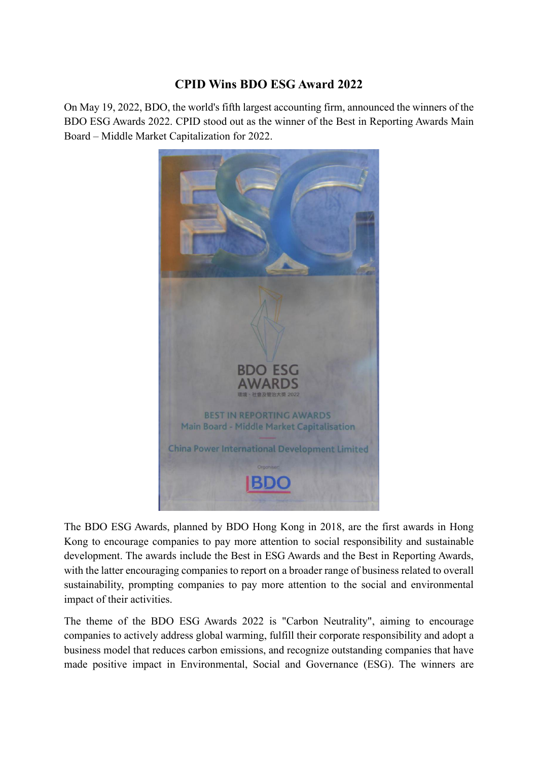# CPID Wins BDO ESG Award 2022

On May 19, 2022, BDO, the world's fifth largest accounting firm, announced the winners of the BDO ESG Awards 2022. CPID stood out as the winner of the Best in Reporting Awards Main Board – Middle Market Capitalization for 2022.

The BDO ESG Awards, planned by BDO Hong Kong in 2018, are the first awards in Hong Kong to encourage companies to pay more attention to social responsibility and sustainable development. The awards include the Best in ESG Awards and the Best in Reporting Awards, with the latter encouraging companies to report on a broader range of business related to overall sustainability, prompting companies to pay more attention to the social and environmental impact of their activities.

The theme of the BDO ESG Awards 2022 is "Carbon Neutrality", aiming to encourage companies to actively address global warming, fulfill their corporate responsibility and adopt a business model that reduces carbon emissions, and recognize outstanding companies that have made positive impact in Environmental, Social and Governance (ESG). The winners are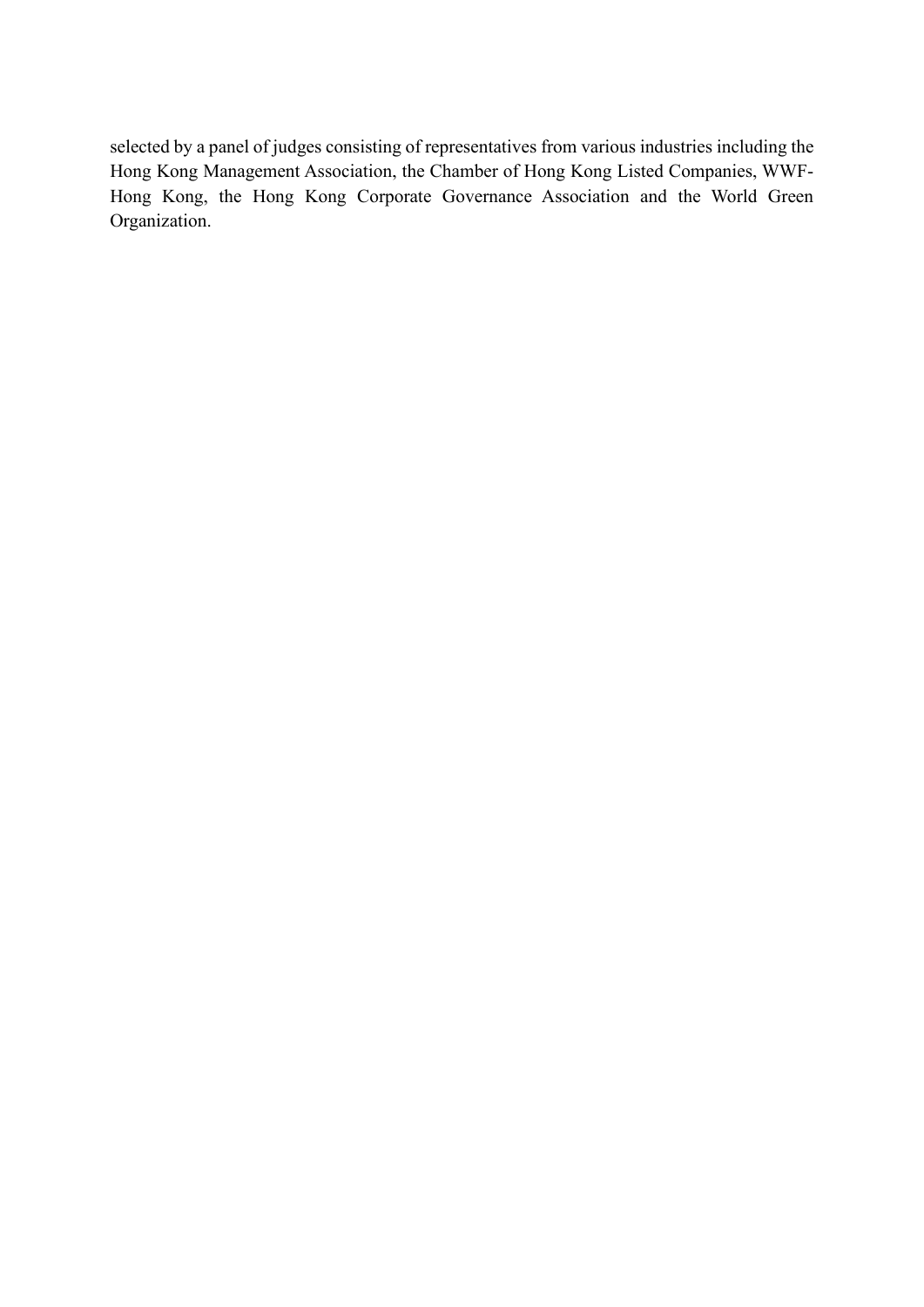selected by a panel of judges consisting of representatives from various industries including the Hong Kong Management Association, the Chamber of Hong Kong Listed Companies, WWF-Hong Kong, the Hong Kong Corporate Governance Association and the World Green Organization.